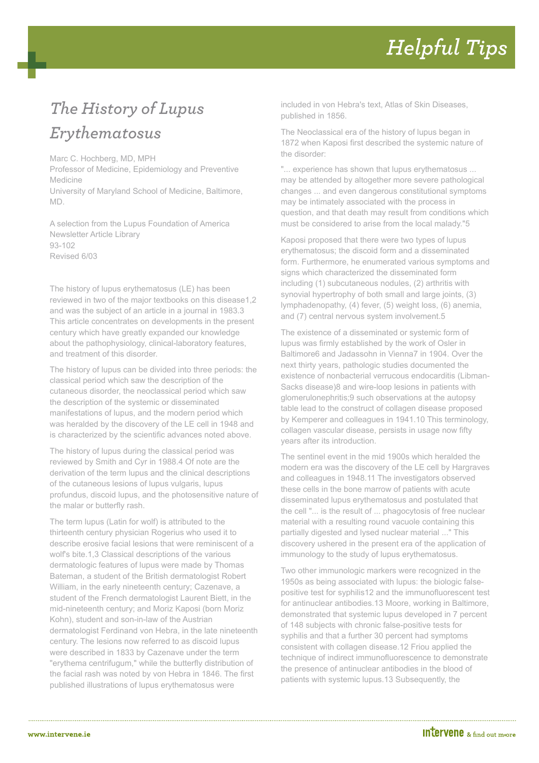# The History of Lupus Erythematosus

Marc C. Hochberg, MD, MPH
Professor of Medicine, Epidemiology and Preventive Medicine
University of Maryland School of Medicine, Baltimore, MD.

A selection from the Lupus Foundation of America Newsletter Article Library
93-102
Revised 6/03

The history of lupus erythematosus (LE) has been reviewed in two of the major textbooks on this disease[1,2] and was the subject of an article in a journal in 1983.[3] This article concentrates on developments in the present century which have greatly expanded our knowledge about the pathophysiology, clinical-laboratory features, and treatment of this disorder.

The history of lupus can be divided into three periods: the classical period which saw the description of the cutaneous disorder, the neoclassical period which saw the description of the systemic or disseminated manifestations of lupus, and the modern period which was heralded by the discovery of the LE cell in 1948 and is characterized by the scientific advances noted above.

The history of lupus during the classical period was reviewed by Smith and Cyr in 1988.[4] Of note are the derivation of the term lupus and the clinical descriptions of the cutaneous lesions of lupus vulgaris, lupus profundus, discoid lupus, and the photosensitive nature of the malar or butterfly rash.

The term lupus (Latin for wolf) is attributed to the thirteenth century physician Rogerius who used it to describe erosive facial lesions that were reminiscent of a wolf's bite.[1,3] Classical descriptions of the various dermatologic features of lupus were made by Thomas Bateman, a student of the British dermatologist Robert William, in the early nineteenth century; Cazenave, a student of the French dermatologist Laurent Biett, in the mid-nineteenth century; and Moriz Kaposi (born Moriz Kohn), student and son-in-law of the Austrian dermatologist Ferdinand von Hebra, in the late nineteenth century. The lesions now referred to as discoid lupus were described in 1833 by Cazenave under the term "erythema centrifugum," while the butterfly distribution of the facial rash was noted by von Hebra in 1846. The first published illustrations of lupus erythematosus were included in von Hebra's text, Atlas of Skin Diseases, published in 1856.

The Neoclassical era of the history of lupus began in 1872 when Kaposi first described the systemic nature of the disorder:

"... experience has shown that lupus erythematosus ... may be attended by altogether more severe pathological changes ... and even dangerous constitutional symptoms may be intimately associated with the process in question, and that death may result from conditions which must be considered to arise from the local malady."[5]

Kaposi proposed that there were two types of lupus erythematosus; the discoid form and a disseminated form. Furthermore, he enumerated various symptoms and signs which characterized the disseminated form including (1) subcutaneous nodules, (2) arthritis with synovial hypertrophy of both small and large joints, (3) lymphadenopathy, (4) fever, (5) weight loss, (6) anemia, and (7) central nervous system involvement.[5]

The existence of a disseminated or systemic form of lupus was firmly established by the work of Osler in Baltimore[6] and Jadassohn in Vienna[7] in 1904. Over the next thirty years, pathologic studies documented the existence of nonbacterial verrucous endocarditis (Libman-Sacks disease)[8] and wire-loop lesions in patients with glomerulonephritis;[9] such observations at the autopsy table lead to the construct of collagen disease proposed by Kemperer and colleagues in 1941.[10] This terminology, collagen vascular disease, persists in usage now fifty years after its introduction.

The sentinel event in the mid 1900s which heralded the modern era was the discovery of the LE cell by Hargraves and colleagues in 1948.[11] The investigators observed these cells in the bone marrow of patients with acute disseminated lupus erythematosus and postulated that the cell "... is the result of ... phagocytosis of free nuclear material with a resulting round vacuole containing this partially digested and lysed nuclear material ..." This discovery ushered in the present era of the application of immunology to the study of lupus erythematosus.

Two other immunologic markers were recognized in the 1950s as being associated with lupus: the biologic false-positive test for syphilis[12] and the immunofluorescent test for antinuclear antibodies.[13] Moore, working in Baltimore, demonstrated that systemic lupus developed in 7 percent of 148 subjects with chronic false-positive tests for syphilis and that a further 30 percent had symptoms consistent with collagen disease.[12] Friou applied the technique of indirect immunofluorescence to demonstrate the presence of antinuclear antibodies in the blood of patients with systemic lupus.[13] Subsequently, the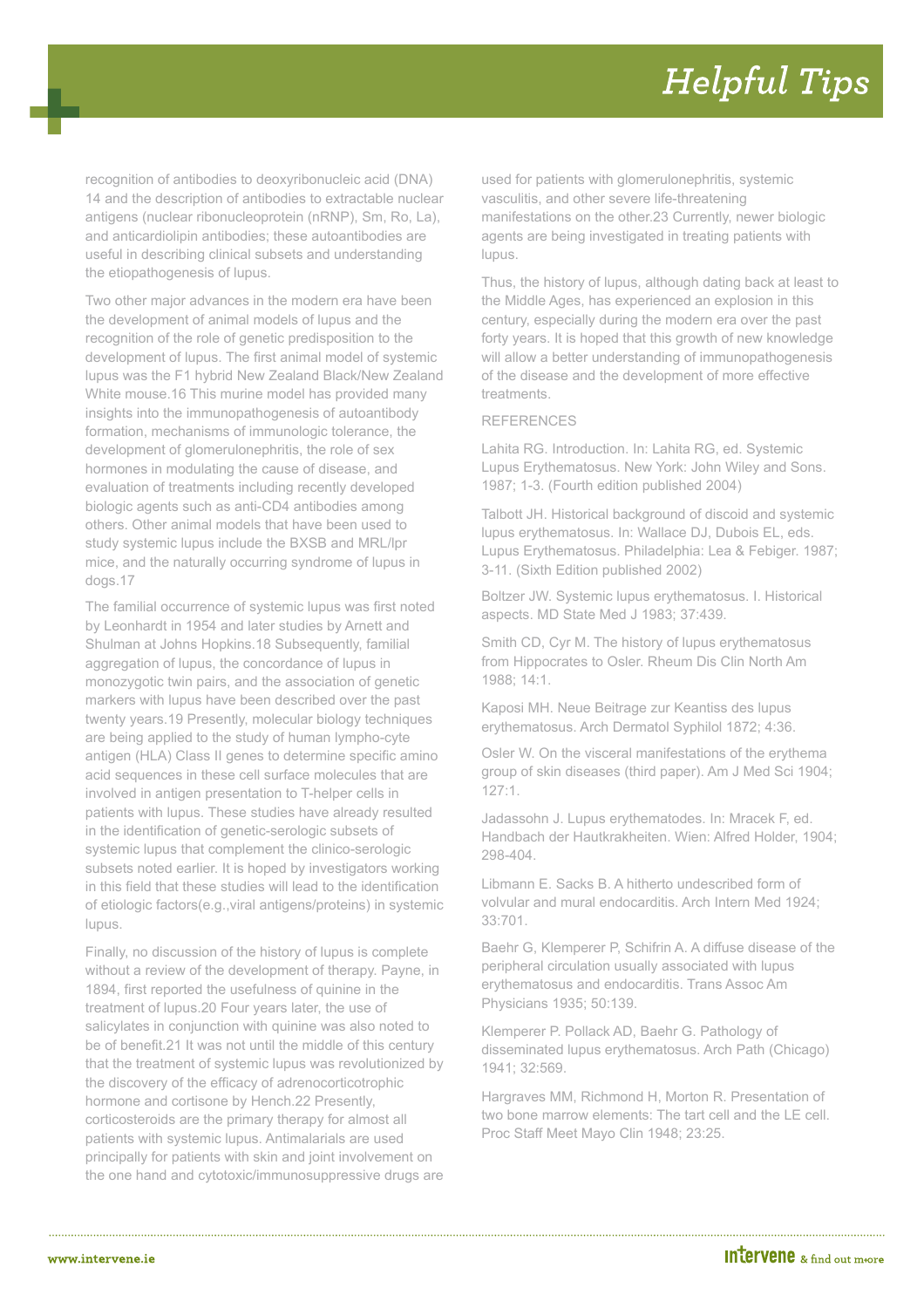recognition of antibodies to deoxyribonucleic acid (DNA) 14 and the description of antibodies to extractable nuclear antigens (nuclear ribonucleoprotein (nRNP), Sm, Ro, La), and anticardiolipin antibodies; these autoantibodies are useful in describing clinical subsets and understanding the etiopathogenesis of lupus.

Two other major advances in the modern era have been the development of animal models of lupus and the recognition of the role of genetic predisposition to the development of lupus. The first animal model of systemic lupus was the F1 hybrid New Zealand Black/New Zealand White mouse.16 This murine model has provided many insights into the immunopathogenesis of autoantibody formation, mechanisms of immunologic tolerance, the development of glomerulonephritis, the role of sex hormones in modulating the cause of disease, and evaluation of treatments including recently developed biologic agents such as anti-CD4 antibodies among others. Other animal models that have been used to study systemic lupus include the BXSB and MRL/lpr mice, and the naturally occurring syndrome of lupus in dogs.17

The familial occurrence of systemic lupus was first noted by Leonhardt in 1954 and later studies by Arnett and Shulman at Johns Hopkins.18 Subsequently, familial aggregation of lupus, the concordance of lupus in monozygotic twin pairs, and the association of genetic markers with lupus have been described over the past twenty years.19 Presently, molecular biology techniques are being applied to the study of human lympho-cyte antigen (HLA) Class II genes to determine specific amino acid sequences in these cell surface molecules that are involved in antigen presentation to T-helper cells in patients with lupus. These studies have already resulted in the identification of genetic-serologic subsets of systemic lupus that complement the clinico-serologic subsets noted earlier. It is hoped by investigators working in this field that these studies will lead to the identification of etiologic factors(e.g.,viral antigens/proteins) in systemic lupus.

Finally, no discussion of the history of lupus is complete without a review of the development of therapy. Payne, in 1894, first reported the usefulness of quinine in the treatment of lupus.20 Four years later, the use of salicylates in conjunction with quinine was also noted to be of benefit.21 It was not until the middle of this century that the treatment of systemic lupus was revolutionized by the discovery of the efficacy of adrenocorticotrophic hormone and cortisone by Hench.22 Presently, corticosteroids are the primary therapy for almost all patients with systemic lupus. Antimalarials are used principally for patients with skin and joint involvement on the one hand and cytotoxic/immunosuppressive drugs are used for patients with glomerulonephritis, systemic vasculitis, and other severe life-threatening manifestations on the other.23 Currently, newer biologic agents are being investigated in treating patients with lupus.

Thus, the history of lupus, although dating back at least to the Middle Ages, has experienced an explosion in this century, especially during the modern era over the past forty years. It is hoped that this growth of new knowledge will allow a better understanding of immunopathogenesis of the disease and the development of more effective treatments.

REFERENCES

Lahita RG. Introduction. In: Lahita RG, ed. Systemic Lupus Erythematosus. New York: John Wiley and Sons. 1987; 1-3. (Fourth edition published 2004)

Talbott JH. Historical background of discoid and systemic lupus erythematosus. In: Wallace DJ, Dubois EL, eds. Lupus Erythematosus. Philadelphia: Lea & Febiger. 1987; 3-11. (Sixth Edition published 2002)

Boltzer JW. Systemic lupus erythematosus. I. Historical aspects. MD State Med J 1983; 37:439.

Smith CD, Cyr M. The history of lupus erythematosus from Hippocrates to Osler. Rheum Dis Clin North Am 1988; 14:1.

Kaposi MH. Neue Beitrage zur Keantiss des lupus erythematosus. Arch Dermatol Syphilol 1872; 4:36.

Osler W. On the visceral manifestations of the erythema group of skin diseases (third paper). Am J Med Sci 1904; 127:1.

Jadassohn J. Lupus erythematodes. In: Mracek F, ed. Handbach der Hautkrakheiten. Wien: Alfred Holder, 1904; 298-404.

Libmann E. Sacks B. A hitherto undescribed form of volvular and mural endocarditis. Arch Intern Med 1924; 33:701.

Baehr G, Klemperer P, Schifrin A. A diffuse disease of the peripheral circulation usually associated with lupus erythematosus and endocarditis. Trans Assoc Am Physicians 1935; 50:139.

Klemperer P. Pollack AD, Baehr G. Pathology of disseminated lupus erythematosus. Arch Path (Chicago) 1941; 32:569.

Hargraves MM, Richmond H, Morton R. Presentation of two bone marrow elements: The tart cell and the LE cell. Proc Staff Meet Mayo Clin 1948; 23:25.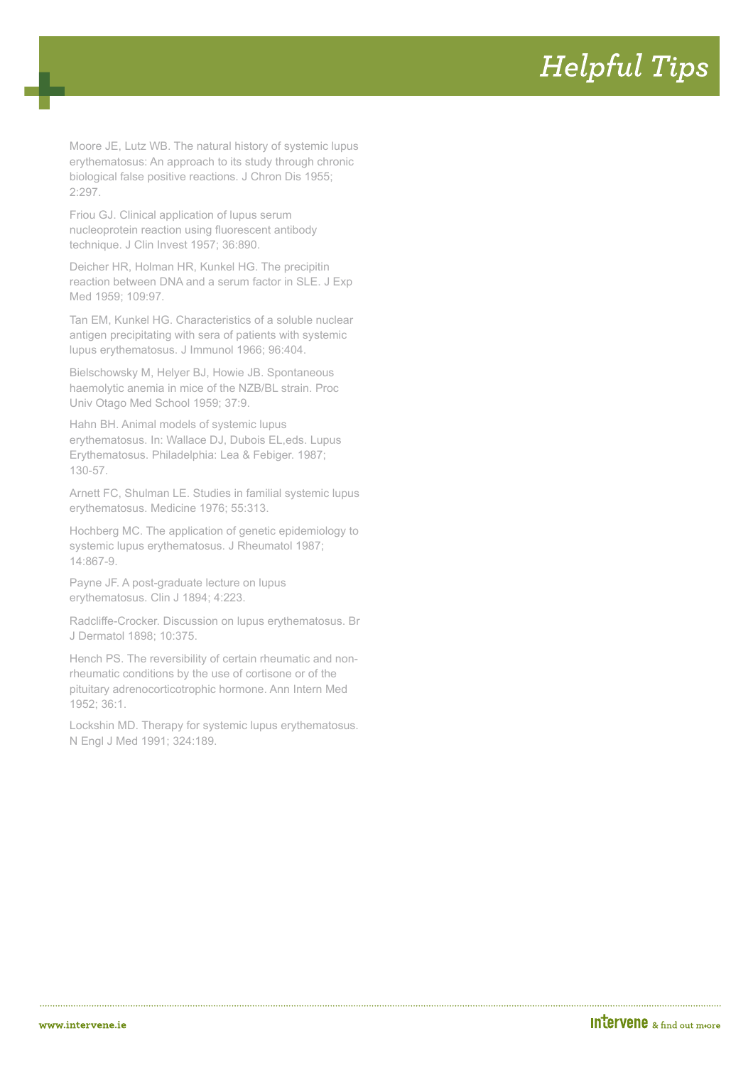Moore JE, Lutz WB. The natural history of systemic lupus erythematosus: An approach to its study through chronic biological false positive reactions. J Chron Dis 1955; 2:297.

Friou GJ. Clinical application of lupus serum nucleoprotein reaction using fluorescent antibody technique. J Clin Invest 1957; 36:890.

Deicher HR, Holman HR, Kunkel HG. The precipitin reaction between DNA and a serum factor in SLE. J Exp Med 1959; 109:97.

Tan EM, Kunkel HG. Characteristics of a soluble nuclear antigen precipitating with sera of patients with systemic lupus erythematosus. J Immunol 1966; 96:404.

Bielschowsky M, Helyer BJ, Howie JB. Spontaneous haemolytic anemia in mice of the NZB/BL strain. Proc Univ Otago Med School 1959; 37:9.

Hahn BH. Animal models of systemic lupus erythematosus. In: Wallace DJ, Dubois EL,eds. Lupus Erythematosus. Philadelphia: Lea & Febiger. 1987; 130-57.

Arnett FC, Shulman LE. Studies in familial systemic lupus erythematosus. Medicine 1976; 55:313.

Hochberg MC. The application of genetic epidemiology to systemic lupus erythematosus. J Rheumatol 1987; 14:867-9.

Payne JF. A post-graduate lecture on lupus erythematosus. Clin J 1894; 4:223.

Radcliffe-Crocker. Discussion on lupus erythematosus. Br J Dermatol 1898; 10:375.

Hench PS. The reversibility of certain rheumatic and non-rheumatic conditions by the use of cortisone or of the pituitary adrenocorticotrophic hormone. Ann Intern Med 1952; 36:1.

Lockshin MD. Therapy for systemic lupus erythematosus. N Engl J Med 1991; 324:189.